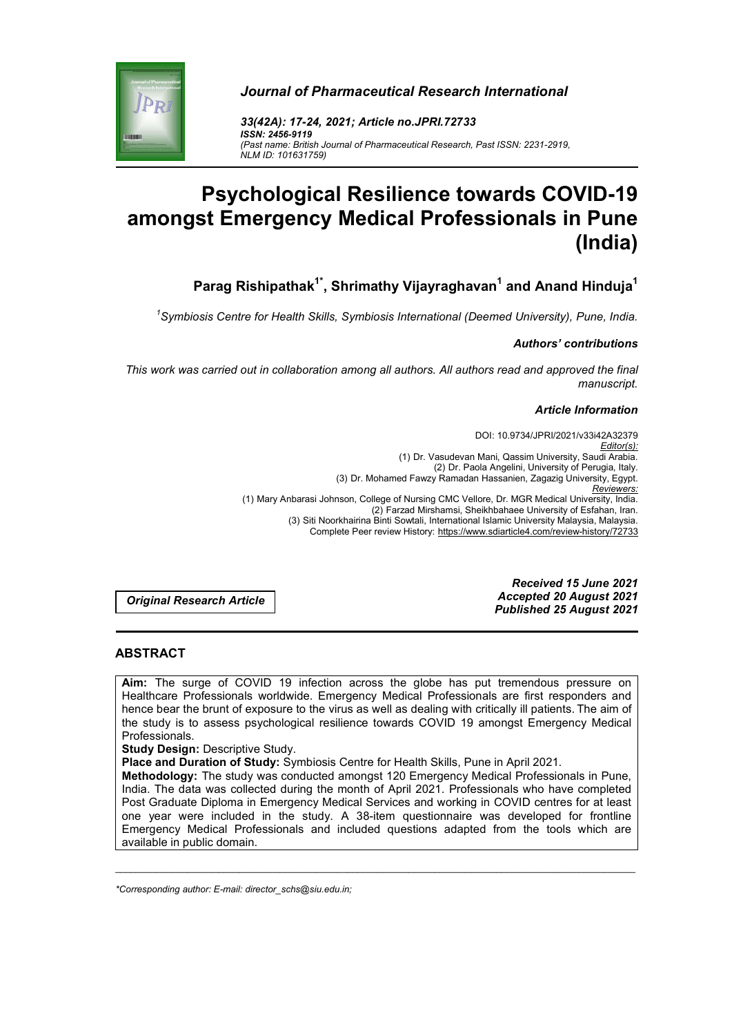*Journal of Pharmaceutical Research International*

*33(42A): 17-24, 2021; Article no.JPRI.72733*
***ISSN: 2456-9119***
*(Past name: British Journal of Pharmaceutical Research, Past ISSN: 2231-2919, NLM ID: 101631759)*

# Psychological Resilience towards COVID-19 amongst Emergency Medical Professionals in Pune (India)

**Parag Rishipathak[1*], Shrimathy Vijayraghavan[1] and Anand Hinduja[1]**

*[1]Symbiosis Centre for Health Skills, Symbiosis International (Deemed University), Pune, India.*

***Authors' contributions***

*This work was carried out in collaboration among all authors. All authors read and approved the final manuscript.*

***Article Information***

DOI: 10.9734/JPRI/2021/v33i42A32379
*Editor(s):*
(1) Dr. Vasudevan Mani, Qassim University, Saudi Arabia.
(2) Dr. Paola Angelini, University of Perugia, Italy.
(3) Dr. Mohamed Fawzy Ramadan Hassanien, Zagazig University, Egypt.
*Reviewers:*
(1) Mary Anbarasi Johnson, College of Nursing CMC Vellore, Dr. MGR Medical University, India.
(2) Farzad Mirshamsi, Sheikhbahaee University of Esfahan, Iran.
(3) Siti Noorkhairina Binti Sowtali, International Islamic University Malaysia, Malaysia.
Complete Peer review History: https://www.sdiarticle4.com/review-history/72733

*Original Research Article*

***Received 15 June 2021***
***Accepted 20 August 2021***
***Published 25 August 2021***

## ABSTRACT

**Aim:** The surge of COVID 19 infection across the globe has put tremendous pressure on Healthcare Professionals worldwide. Emergency Medical Professionals are first responders and hence bear the brunt of exposure to the virus as well as dealing with critically ill patients. The aim of the study is to assess psychological resilience towards COVID 19 amongst Emergency Medical Professionals.

**Study Design:** Descriptive Study.

**Place and Duration of Study:** Symbiosis Centre for Health Skills, Pune in April 2021.

**Methodology:** The study was conducted amongst 120 Emergency Medical Professionals in Pune, India. The data was collected during the month of April 2021. Professionals who have completed Post Graduate Diploma in Emergency Medical Services and working in COVID centres for at least one year were included in the study. A 38-item questionnaire was developed for frontline Emergency Medical Professionals and included questions adapted from the tools which are available in public domain.

---

*\*Corresponding author: E-mail: director_schs@siu.edu.in;*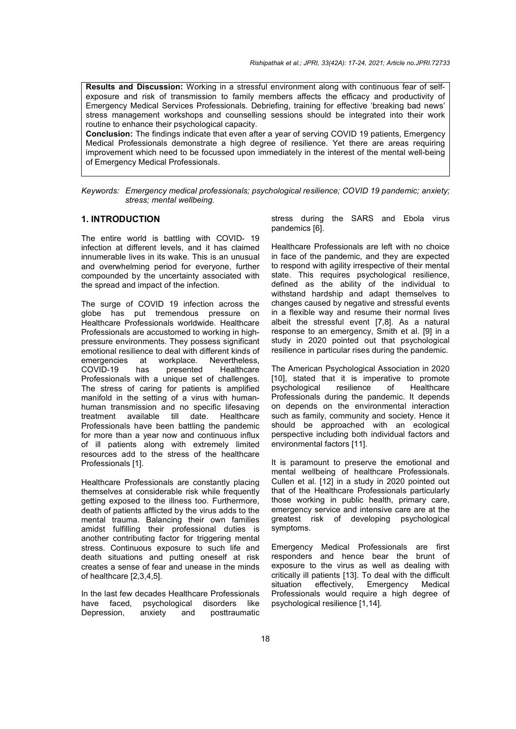**Results and Discussion:** Working in a stressful environment along with continuous fear of self-exposure and risk of transmission to family members affects the efficacy and productivity of Emergency Medical Services Professionals. Debriefing, training for effective 'breaking bad news' stress management workshops and counselling sessions should be integrated into their work routine to enhance their psychological capacity.

**Conclusion:** The findings indicate that even after a year of serving COVID 19 patients, Emergency Medical Professionals demonstrate a high degree of resilience. Yet there are areas requiring improvement which need to be focussed upon immediately in the interest of the mental well-being of Emergency Medical Professionals.

*Keywords: Emergency medical professionals; psychological resilience; COVID 19 pandemic; anxiety; stress; mental wellbeing.*

## 1. INTRODUCTION

The entire world is battling with COVID- 19 infection at different levels, and it has claimed innumerable lives in its wake. This is an unusual and overwhelming period for everyone, further compounded by the uncertainty associated with the spread and impact of the infection.

The surge of COVID 19 infection across the globe has put tremendous pressure on Healthcare Professionals worldwide. Healthcare Professionals are accustomed to working in high-pressure environments. They possess significant emotional resilience to deal with different kinds of emergencies at workplace. Nevertheless, COVID-19 has presented Healthcare Professionals with a unique set of challenges. The stress of caring for patients is amplified manifold in the setting of a virus with human-human transmission and no specific lifesaving treatment available till date. Healthcare Professionals have been battling the pandemic for more than a year now and continuous influx of ill patients along with extremely limited resources add to the stress of the healthcare Professionals [1].

Healthcare Professionals are constantly placing themselves at considerable risk while frequently getting exposed to the illness too. Furthermore, death of patients afflicted by the virus adds to the mental trauma. Balancing their own families amidst fulfilling their professional duties is another contributing factor for triggering mental stress. Continuous exposure to such life and death situations and putting oneself at risk creates a sense of fear and unease in the minds of healthcare [2,3,4,5].

In the last few decades Healthcare Professionals have faced, psychological disorders like Depression, anxiety and posttraumatic stress during the SARS and Ebola virus pandemics [6].

Healthcare Professionals are left with no choice in face of the pandemic, and they are expected to respond with agility irrespective of their mental state. This requires psychological resilience, defined as the ability of the individual to withstand hardship and adapt themselves to changes caused by negative and stressful events in a flexible way and resume their normal lives albeit the stressful event [7,8]. As a natural response to an emergency, Smith et al. [9] in a study in 2020 pointed out that psychological resilience in particular rises during the pandemic.

The American Psychological Association in 2020 [10], stated that it is imperative to promote psychological resilience of Healthcare Professionals during the pandemic. It depends on depends on the environmental interaction such as family, community and society. Hence it should be approached with an ecological perspective including both individual factors and environmental factors [11].

It is paramount to preserve the emotional and mental wellbeing of healthcare Professionals. Cullen et al. [12] in a study in 2020 pointed out that of the Healthcare Professionals particularly those working in public health, primary care, emergency service and intensive care are at the greatest risk of developing psychological symptoms.

Emergency Medical Professionals are first responders and hence bear the brunt of exposure to the virus as well as dealing with critically ill patients [13]. To deal with the difficult situation effectively, Emergency Medical Professionals would require a high degree of psychological resilience [1,14].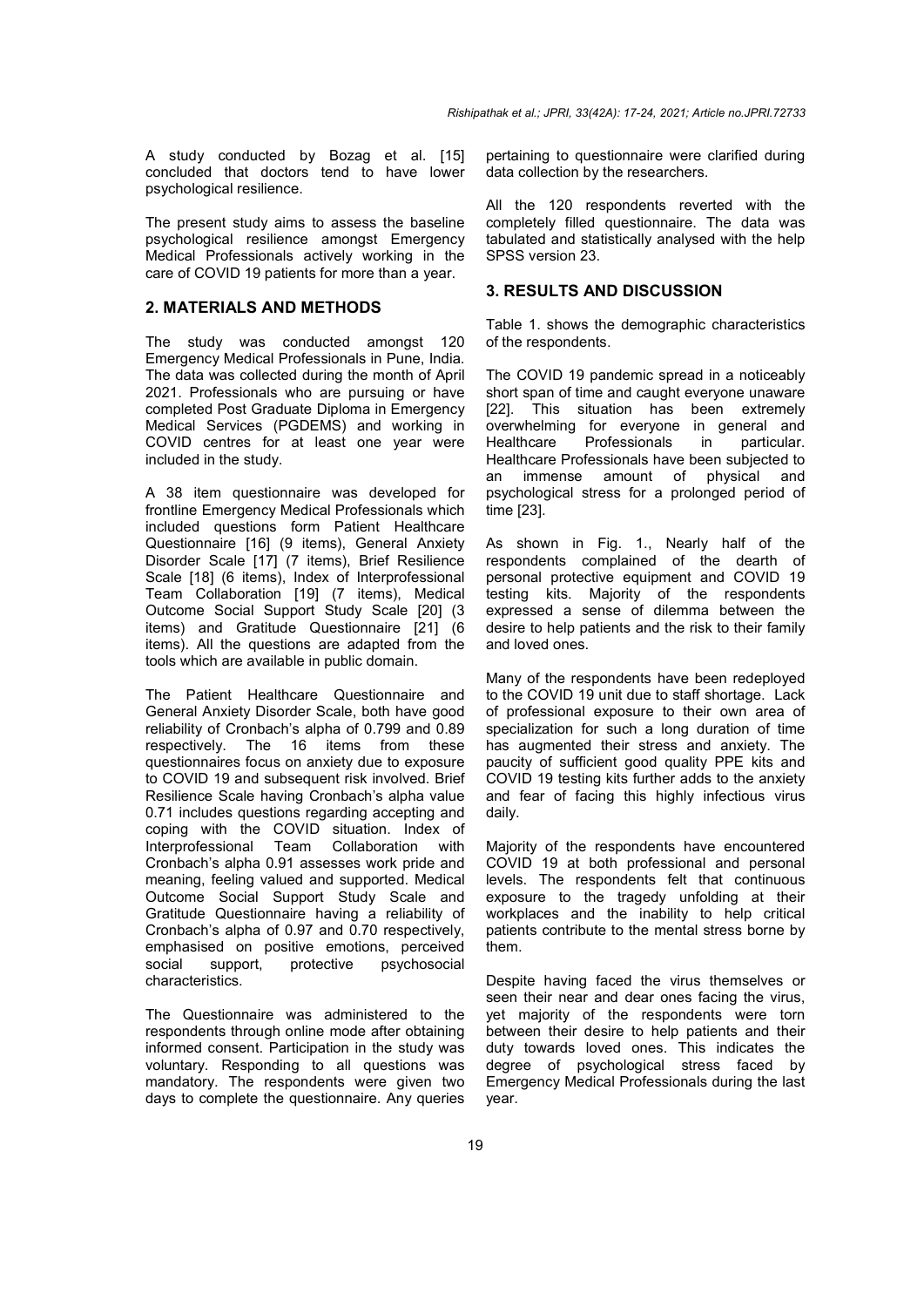A study conducted by Bozag et al. [15] concluded that doctors tend to have lower psychological resilience.

The present study aims to assess the baseline psychological resilience amongst Emergency Medical Professionals actively working in the care of COVID 19 patients for more than a year.

## 2. MATERIALS AND METHODS

The study was conducted amongst 120 Emergency Medical Professionals in Pune, India. The data was collected during the month of April 2021. Professionals who are pursuing or have completed Post Graduate Diploma in Emergency Medical Services (PGDEMS) and working in COVID centres for at least one year were included in the study.

A 38 item questionnaire was developed for frontline Emergency Medical Professionals which included questions form Patient Healthcare Questionnaire [16] (9 items), General Anxiety Disorder Scale [17] (7 items), Brief Resilience Scale [18] (6 items), Index of Interprofessional Team Collaboration [19] (7 items), Medical Outcome Social Support Study Scale [20] (3 items) and Gratitude Questionnaire [21] (6 items). All the questions are adapted from the tools which are available in public domain.

The Patient Healthcare Questionnaire and General Anxiety Disorder Scale, both have good reliability of Cronbach's alpha of 0.799 and 0.89 respectively. The 16 items from these questionnaires focus on anxiety due to exposure to COVID 19 and subsequent risk involved. Brief Resilience Scale having Cronbach's alpha value 0.71 includes questions regarding accepting and coping with the COVID situation. Index of Interprofessional Team Collaboration with Cronbach's alpha 0.91 assesses work pride and meaning, feeling valued and supported. Medical Outcome Social Support Study Scale and Gratitude Questionnaire having a reliability of Cronbach's alpha of 0.97 and 0.70 respectively, emphasised on positive emotions, perceived social support, protective psychosocial characteristics.

The Questionnaire was administered to the respondents through online mode after obtaining informed consent. Participation in the study was voluntary. Responding to all questions was mandatory. The respondents were given two days to complete the questionnaire. Any queries pertaining to questionnaire were clarified during data collection by the researchers.

All the 120 respondents reverted with the completely filled questionnaire. The data was tabulated and statistically analysed with the help SPSS version 23.

## 3. RESULTS AND DISCUSSION

Table 1. shows the demographic characteristics of the respondents.

The COVID 19 pandemic spread in a noticeably short span of time and caught everyone unaware [22]. This situation has been extremely overwhelming for everyone in general and Healthcare Professionals in particular. Healthcare Professionals have been subjected to an immense amount of physical and psychological stress for a prolonged period of time [23].

As shown in Fig. 1., Nearly half of the respondents complained of the dearth of personal protective equipment and COVID 19 testing kits. Majority of the respondents expressed a sense of dilemma between the desire to help patients and the risk to their family and loved ones.

Many of the respondents have been redeployed to the COVID 19 unit due to staff shortage. Lack of professional exposure to their own area of specialization for such a long duration of time has augmented their stress and anxiety. The paucity of sufficient good quality PPE kits and COVID 19 testing kits further adds to the anxiety and fear of facing this highly infectious virus daily.

Majority of the respondents have encountered COVID 19 at both professional and personal levels. The respondents felt that continuous exposure to the tragedy unfolding at their workplaces and the inability to help critical patients contribute to the mental stress borne by them.

Despite having faced the virus themselves or seen their near and dear ones facing the virus, yet majority of the respondents were torn between their desire to help patients and their duty towards loved ones. This indicates the degree of psychological stress faced by Emergency Medical Professionals during the last year.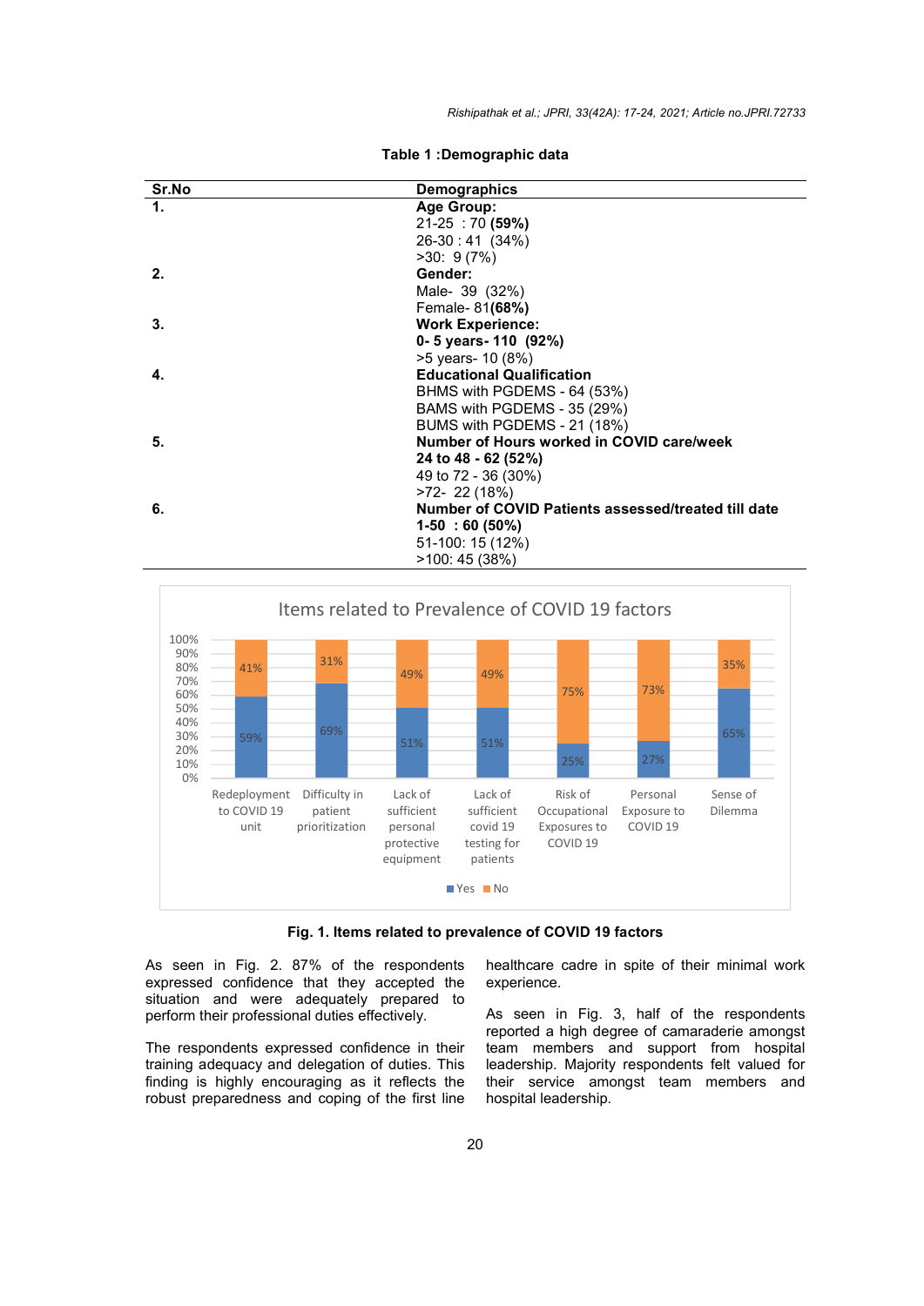**Table 1 :Demographic data**

| Sr.No | Demographics |
|---|---|
| **1.** | **Age Group:** |
| | 21-25 : 70 **(59%)** |
| | 26-30 : 41 (34%) |
| | >30: 9 (7%) |
| **2.** | **Gender:** |
| | Male- 39 (32%) |
| | Female- 81**(68%)** |
| **3.** | **Work Experience:** |
| | **0- 5 years- 110 (92%)** |
| | >5 years- 10 (8%) |
| **4.** | **Educational Qualification** |
| | BHMS with PGDEMS - 64 (53%) |
| | BAMS with PGDEMS - 35 (29%) |
| | BUMS with PGDEMS - 21 (18%) |
| **5.** | **Number of Hours worked in COVID care/week** |
| | **24 to 48 - 62 (52%)** |
| | 49 to 72 - 36 (30%) |
| | >72- 22 (18%) |
| **6.** | **Number of COVID Patients assessed/treated till date** |
| | **1-50 : 60 (50%)** |
| | 51-100: 15 (12%) |
| | >100: 45 (38%) |

**Fig. 1. Items related to prevalence of COVID 19 factors**

As seen in Fig. 2. 87% of the respondents expressed confidence that they accepted the situation and were adequately prepared to perform their professional duties effectively.

The respondents expressed confidence in their training adequacy and delegation of duties. This finding is highly encouraging as it reflects the robust preparedness and coping of the first line healthcare cadre in spite of their minimal work experience.

As seen in Fig. 3, half of the respondents reported a high degree of camaraderie amongst team members and support from hospital leadership. Majority respondents felt valued for their service amongst team members and hospital leadership.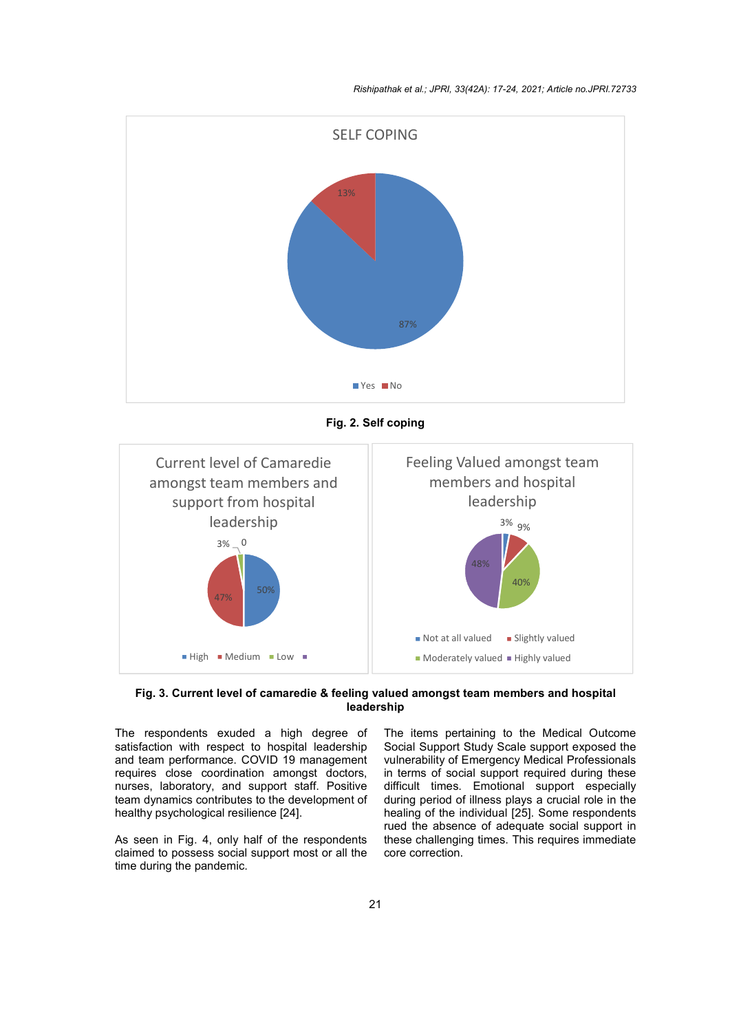Fig. 2. Self coping

Fig. 3. Current level of camaredie & feeling valued amongst team members and hospital leadership

The respondents exuded a high degree of satisfaction with respect to hospital leadership and team performance. COVID 19 management requires close coordination amongst doctors, nurses, laboratory, and support staff. Positive team dynamics contributes to the development of healthy psychological resilience [24].

As seen in Fig. 4, only half of the respondents claimed to possess social support most or all the time during the pandemic.

The items pertaining to the Medical Outcome Social Support Study Scale support exposed the vulnerability of Emergency Medical Professionals in terms of social support required during these difficult times. Emotional support especially during period of illness plays a crucial role in the healing of the individual [25]. Some respondents rued the absence of adequate social support in these challenging times. This requires immediate core correction.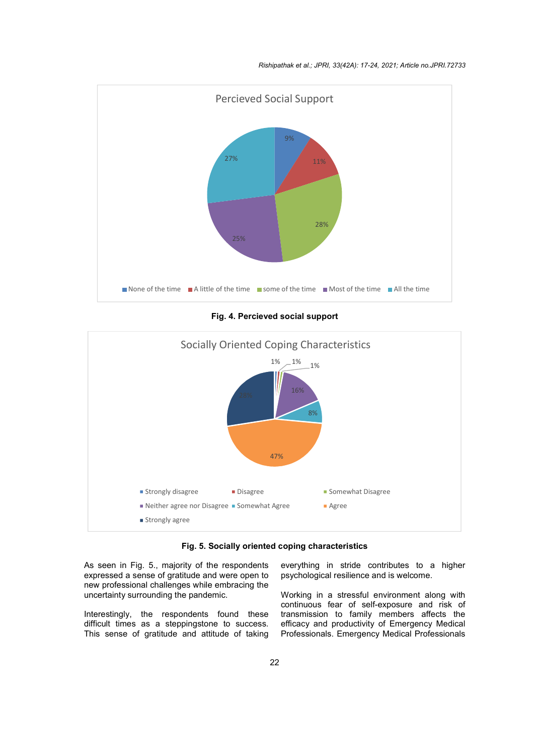Fig. 4. Percieved social support

Fig. 5. Socially oriented coping characteristics

As seen in Fig. 5., majority of the respondents expressed a sense of gratitude and were open to new professional challenges while embracing the uncertainty surrounding the pandemic.

Interestingly, the respondents found these difficult times as a steppingstone to success. This sense of gratitude and attitude of taking everything in stride contributes to a higher psychological resilience and is welcome.

Working in a stressful environment along with continuous fear of self-exposure and risk of transmission to family members affects the efficacy and productivity of Emergency Medical Professionals. Emergency Medical Professionals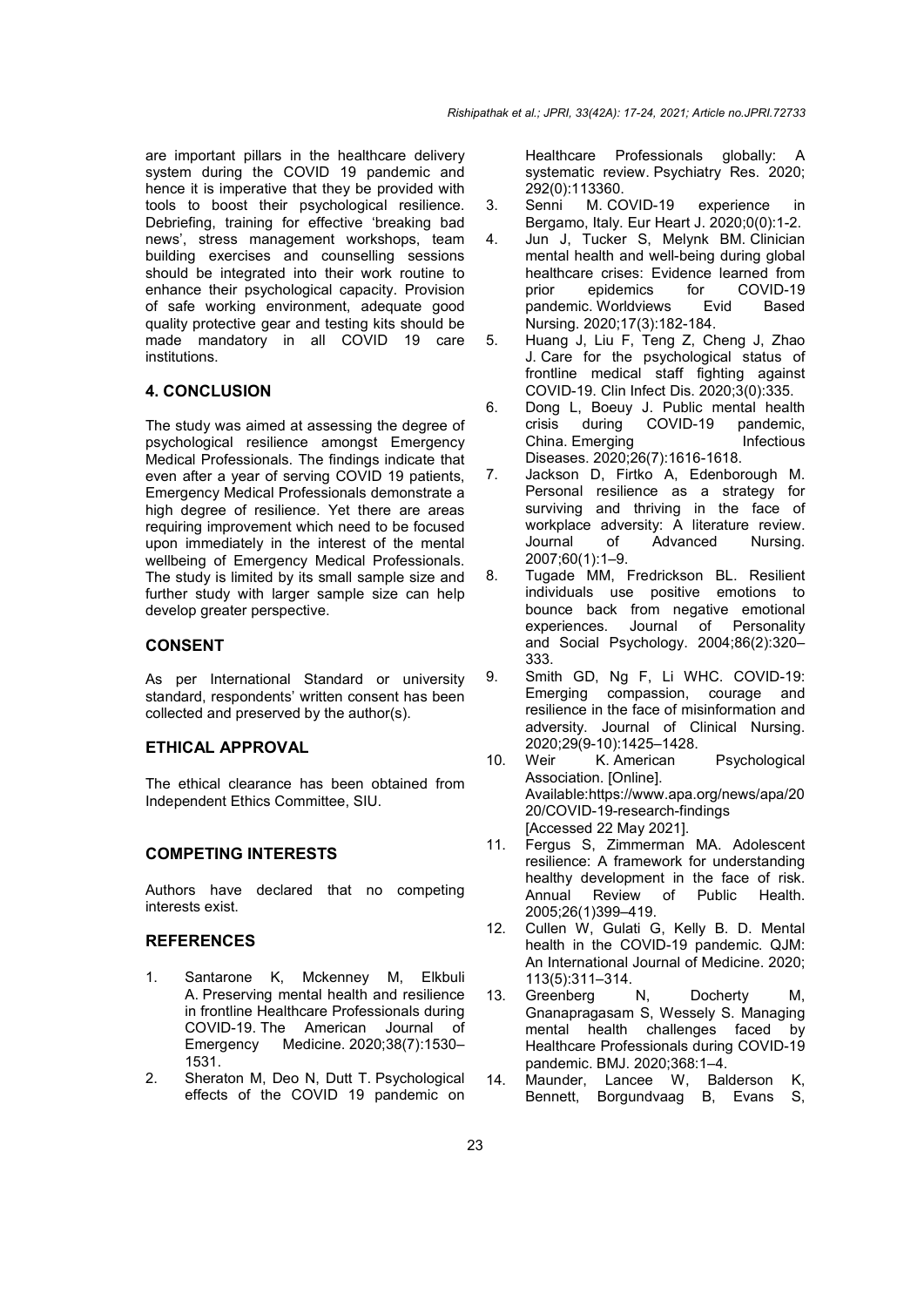are important pillars in the healthcare delivery system during the COVID 19 pandemic and hence it is imperative that they be provided with tools to boost their psychological resilience. Debriefing, training for effective 'breaking bad news', stress management workshops, team building exercises and counselling sessions should be integrated into their work routine to enhance their psychological capacity. Provision of safe working environment, adequate good quality protective gear and testing kits should be made mandatory in all COVID 19 care institutions.

## 4. CONCLUSION

The study was aimed at assessing the degree of psychological resilience amongst Emergency Medical Professionals. The findings indicate that even after a year of serving COVID 19 patients, Emergency Medical Professionals demonstrate a high degree of resilience. Yet there are areas requiring improvement which need to be focused upon immediately in the interest of the mental wellbeing of Emergency Medical Professionals. The study is limited by its small sample size and further study with larger sample size can help develop greater perspective.

## CONSENT

As per International Standard or university standard, respondents' written consent has been collected and preserved by the author(s).

## ETHICAL APPROVAL

The ethical clearance has been obtained from Independent Ethics Committee, SIU.

## COMPETING INTERESTS

Authors have declared that no competing interests exist.

## REFERENCES

1. Santarone K, Mckenney M, Elkbuli A. Preserving mental health and resilience in frontline Healthcare Professionals during COVID-19. The American Journal of Emergency Medicine. 2020;38(7):1530–1531.
2. Sheraton M, Deo N, Dutt T. Psychological effects of the COVID 19 pandemic on Healthcare Professionals globally: A systematic review. Psychiatry Res. 2020; 292(0):113360.
3. Senni M. COVID-19 experience in Bergamo, Italy. Eur Heart J. 2020;0(0):1-2.
4. Jun J, Tucker S, Melynk BM. Clinician mental health and well-being during global healthcare crises: Evidence learned from prior epidemics for COVID-19 pandemic. Worldviews Evid Based Nursing. 2020;17(3):182-184.
5. Huang J, Liu F, Teng Z, Cheng J, Zhao J. Care for the psychological status of frontline medical staff fighting against COVID-19. Clin Infect Dis. 2020;3(0):335.
6. Dong L, Boeuy J. Public mental health crisis during COVID-19 pandemic, China. Emerging Infectious Diseases. 2020;26(7):1616-1618.
7. Jackson D, Firtko A, Edenborough M. Personal resilience as a strategy for surviving and thriving in the face of workplace adversity: A literature review. Journal of Advanced Nursing. 2007;60(1):1–9.
8. Tugade MM, Fredrickson BL. Resilient individuals use positive emotions to bounce back from negative emotional experiences. Journal of Personality and Social Psychology. 2004;86(2):320–333.
9. Smith GD, Ng F, Li WHC. COVID-19: Emerging compassion, courage and resilience in the face of misinformation and adversity. Journal of Clinical Nursing. 2020;29(9-10):1425–1428.
10. Weir K. American Psychological Association. [Online]. Available:https://www.apa.org/news/apa/2020/COVID-19-research-findings [Accessed 22 May 2021].
11. Fergus S, Zimmerman MA. Adolescent resilience: A framework for understanding healthy development in the face of risk. Annual Review of Public Health. 2005;26(1)399–419.
12. Cullen W, Gulati G, Kelly B. D. Mental health in the COVID-19 pandemic. QJM: An International Journal of Medicine. 2020; 113(5):311–314.
13. Greenberg N, Docherty M, Gnanapragasam S, Wessely S. Managing mental health challenges faced by Healthcare Professionals during COVID-19 pandemic. BMJ. 2020;368:1–4.
14. Maunder, Lancee W, Balderson K, Bennett, Borgundvaag B, Evans S,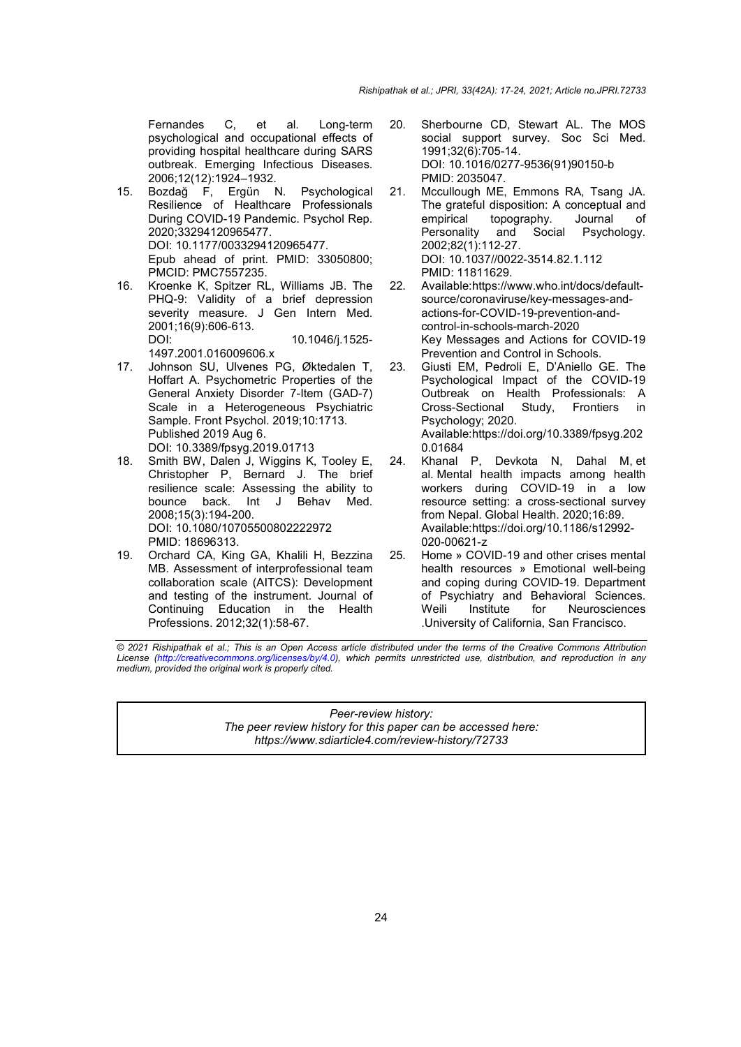Fernandes C, et al. Long-term psychological and occupational effects of providing hospital healthcare during SARS outbreak. Emerging Infectious Diseases. 2006;12(12):1924–1932.

15. Bozdağ F, Ergün N. Psychological Resilience of Healthcare Professionals During COVID-19 Pandemic. Psychol Rep. 2020;33294120965477. DOI: 10.1177/0033294120965477. Epub ahead of print. PMID: 33050800; PMCID: PMC7557235.
16. Kroenke K, Spitzer RL, Williams JB. The PHQ-9: Validity of a brief depression severity measure. J Gen Intern Med. 2001;16(9):606-613. DOI: 10.1046/j.1525-1497.2001.016009606.x
17. Johnson SU, Ulvenes PG, Øktedalen T, Hoffart A. Psychometric Properties of the General Anxiety Disorder 7-Item (GAD-7) Scale in a Heterogeneous Psychiatric Sample. Front Psychol. 2019;10:1713. Published 2019 Aug 6. DOI: 10.3389/fpsyg.2019.01713
18. Smith BW, Dalen J, Wiggins K, Tooley E, Christopher P, Bernard J. The brief resilience scale: Assessing the ability to bounce back. Int J Behav Med. 2008;15(3):194-200. DOI: 10.1080/10705500802222972 PMID: 18696313.
19. Orchard CA, King GA, Khalili H, Bezzina MB. Assessment of interprofessional team collaboration scale (AITCS): Development and testing of the instrument. Journal of Continuing Education in the Health Professions. 2012;32(1):58-67.
20. Sherbourne CD, Stewart AL. The MOS social support survey. Soc Sci Med. 1991;32(6):705-14. DOI: 10.1016/0277-9536(91)90150-b PMID: 2035047.
21. Mccullough ME, Emmons RA, Tsang JA. The grateful disposition: A conceptual and empirical topography. Journal of Personality and Social Psychology. 2002;82(1):112-27. DOI: 10.1037//0022-3514.82.1.112 PMID: 11811629.
22. Available:https://www.who.int/docs/default-source/coronaviruse/key-messages-and-actions-for-COVID-19-prevention-and-control-in-schools-march-2020 Key Messages and Actions for COVID-19 Prevention and Control in Schools.
23. Giusti EM, Pedroli E, D'Aniello GE. The Psychological Impact of the COVID-19 Outbreak on Health Professionals: A Cross-Sectional Study, Frontiers in Psychology; 2020. Available:https://doi.org/10.3389/fpsyg.2020.01684
24. Khanal P, Devkota N, Dahal M, et al. Mental health impacts among health workers during COVID-19 in a low resource setting: a cross-sectional survey from Nepal. Global Health. 2020;16:89. Available:https://doi.org/10.1186/s12992-020-00621-z
25. Home » COVID-19 and other crises mental health resources » Emotional well-being and coping during COVID-19. Department of Psychiatry and Behavioral Sciences. Weili Institute for Neurosciences .University of California, San Francisco.

---

*© 2021 Rishipathak et al.; This is an Open Access article distributed under the terms of the Creative Commons Attribution License (http://creativecommons.org/licenses/by/4.0), which permits unrestricted use, distribution, and reproduction in any medium, provided the original work is properly cited.*

*Peer-review history:*
*The peer review history for this paper can be accessed here:*
*https://www.sdiarticle4.com/review-history/72733*